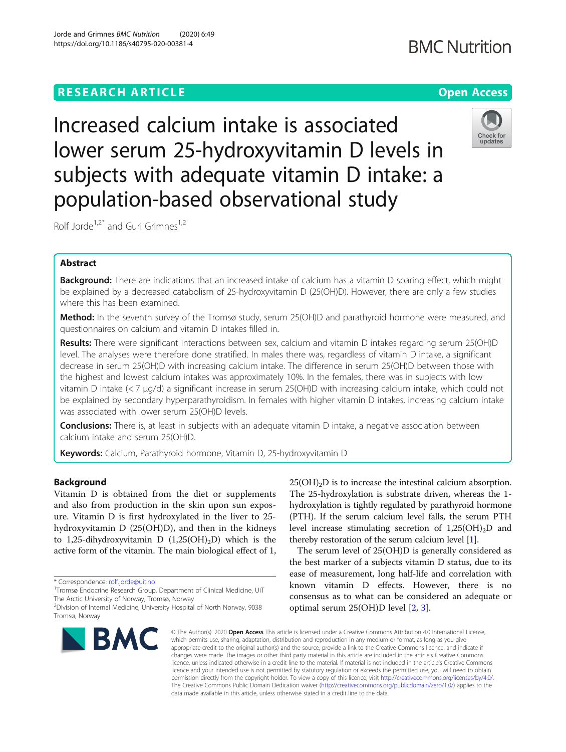RESEARCH ARTICLE

Open Access

# Increased calcium intake is associated lower serum 25-hydroxyvitamin D levels in subjects with adequate vitamin D intake: a population-based observational study

Rolf Jorde[1,2*] and Guri Grimnes[1,2]

## Abstract

**Background:** There are indications that an increased intake of calcium has a vitamin D sparing effect, which might be explained by a decreased catabolism of 25-hydroxyvitamin D (25(OH)D). However, there are only a few studies where this has been examined.

**Method:** In the seventh survey of the Tromsø study, serum 25(OH)D and parathyroid hormone were measured, and questionnaires on calcium and vitamin D intakes filled in.

**Results:** There were significant interactions between sex, calcium and vitamin D intakes regarding serum 25(OH)D level. The analyses were therefore done stratified. In males there was, regardless of vitamin D intake, a significant decrease in serum 25(OH)D with increasing calcium intake. The difference in serum 25(OH)D between those with the highest and lowest calcium intakes was approximately 10%. In the females, there was in subjects with low vitamin D intake (< 7 μg/d) a significant increase in serum 25(OH)D with increasing calcium intake, which could not be explained by secondary hyperparathyroidism. In females with higher vitamin D intakes, increasing calcium intake was associated with lower serum 25(OH)D levels.

**Conclusions:** There is, at least in subjects with an adequate vitamin D intake, a negative association between calcium intake and serum 25(OH)D.

**Keywords:** Calcium, Parathyroid hormone, Vitamin D, 25-hydroxyvitamin D

## Background

Vitamin D is obtained from the diet or supplements and also from production in the skin upon sun exposure. Vitamin D is first hydroxylated in the liver to 25-hydroxyvitamin D (25(OH)D), and then in the kidneys to 1,25-dihydroxyvitamin D ($1,25(OH)_2D$) which is the active form of the vitamin. The main biological effect of $1,25(OH)_2D$ is to increase the intestinal calcium absorption. The 25-hydroxylation is substrate driven, whereas the 1-hydroxylation is tightly regulated by parathyroid hormone (PTH). If the serum calcium level falls, the serum PTH level increase stimulating secretion of $1,25(OH)_2D$ and thereby restoration of the serum calcium level [1].

The serum level of 25(OH)D is generally considered as the best marker of a subjects vitamin D status, due to its ease of measurement, long half-life and correlation with known vitamin D effects. However, there is no consensus as to what can be considered an adequate or optimal serum 25(OH)D level [2, 3].

\* Correspondence: rolf.jorde@uit.no
[1]Tromsø Endocrine Research Group, Department of Clinical Medicine, UiT The Arctic University of Norway, Tromsø, Norway
[2]Division of Internal Medicine, University Hospital of North Norway, 9038 Tromsø, Norway

© The Author(s). 2020 **Open Access** This article is licensed under a Creative Commons Attribution 4.0 International License, which permits use, sharing, adaptation, distribution and reproduction in any medium or format, as long as you give appropriate credit to the original author(s) and the source, provide a link to the Creative Commons licence, and indicate if changes were made. The images or other third party material in this article are included in the article's Creative Commons licence, unless indicated otherwise in a credit line to the material. If material is not included in the article's Creative Commons licence and your intended use is not permitted by statutory regulation or exceeds the permitted use, you will need to obtain permission directly from the copyright holder. To view a copy of this licence, visit http://creativecommons.org/licenses/by/4.0/. The Creative Commons Public Domain Dedication waiver (http://creativecommons.org/publicdomain/zero/1.0/) applies to the data made available in this article, unless otherwise stated in a credit line to the data.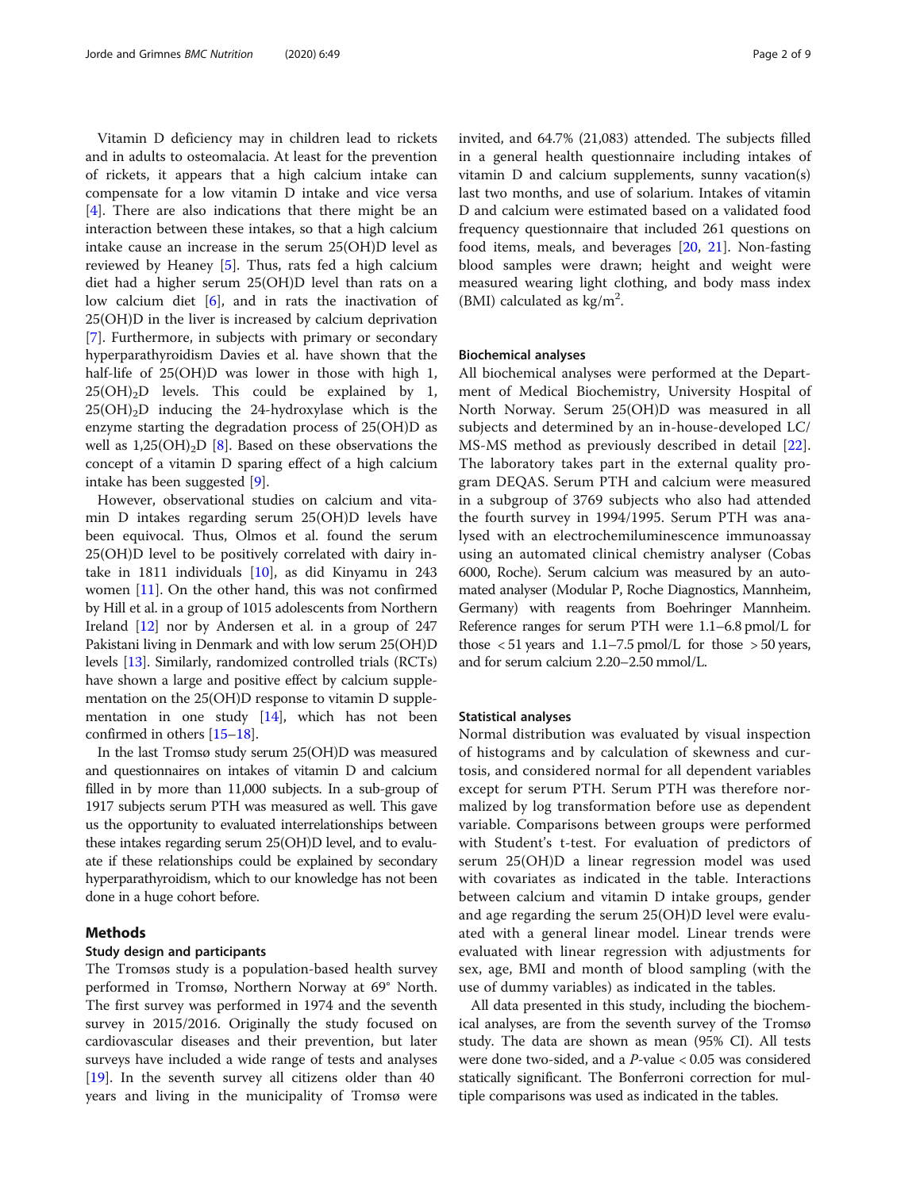Vitamin D deficiency may in children lead to rickets and in adults to osteomalacia. At least for the prevention of rickets, it appears that a high calcium intake can compensate for a low vitamin D intake and vice versa [4]. There are also indications that there might be an interaction between these intakes, so that a high calcium intake cause an increase in the serum 25(OH)D level as reviewed by Heaney [5]. Thus, rats fed a high calcium diet had a higher serum 25(OH)D level than rats on a low calcium diet [6], and in rats the inactivation of 25(OH)D in the liver is increased by calcium deprivation [7]. Furthermore, in subjects with primary or secondary hyperparathyroidism Davies et al. have shown that the half-life of 25(OH)D was lower in those with high 1, $25(OH)_2D$ levels. This could be explained by 1, $25(OH)_2D$ inducing the 24-hydroxylase which is the enzyme starting the degradation process of 25(OH)D as well as $1,25(OH)_2D$ [8]. Based on these observations the concept of a vitamin D sparing effect of a high calcium intake has been suggested [9].

However, observational studies on calcium and vitamin D intakes regarding serum 25(OH)D levels have been equivocal. Thus, Olmos et al. found the serum 25(OH)D level to be positively correlated with dairy intake in 1811 individuals [10], as did Kinyamu in 243 women [11]. On the other hand, this was not confirmed by Hill et al. in a group of 1015 adolescents from Northern Ireland [12] nor by Andersen et al. in a group of 247 Pakistani living in Denmark and with low serum 25(OH)D levels [13]. Similarly, randomized controlled trials (RCTs) have shown a large and positive effect by calcium supplementation on the 25(OH)D response to vitamin D supplementation in one study [14], which has not been confirmed in others [15–18].

In the last Tromsø study serum 25(OH)D was measured and questionnaires on intakes of vitamin D and calcium filled in by more than 11,000 subjects. In a sub-group of 1917 subjects serum PTH was measured as well. This gave us the opportunity to evaluated interrelationships between these intakes regarding serum 25(OH)D level, and to evaluate if these relationships could be explained by secondary hyperparathyroidism, which to our knowledge has not been done in a huge cohort before.

## Methods

### Study design and participants

The Tromsøs study is a population-based health survey performed in Tromsø, Northern Norway at 69° North. The first survey was performed in 1974 and the seventh survey in 2015/2016. Originally the study focused on cardiovascular diseases and their prevention, but later surveys have included a wide range of tests and analyses [19]. In the seventh survey all citizens older than 40 years and living in the municipality of Tromsø were invited, and 64.7% (21,083) attended. The subjects filled in a general health questionnaire including intakes of vitamin D and calcium supplements, sunny vacation(s) last two months, and use of solarium. Intakes of vitamin D and calcium were estimated based on a validated food frequency questionnaire that included 261 questions on food items, meals, and beverages [20, 21]. Non-fasting blood samples were drawn; height and weight were measured wearing light clothing, and body mass index (BMI) calculated as $kg/m^2$.

### Biochemical analyses

All biochemical analyses were performed at the Department of Medical Biochemistry, University Hospital of North Norway. Serum 25(OH)D was measured in all subjects and determined by an in-house-developed LC/MS-MS method as previously described in detail [22]. The laboratory takes part in the external quality program DEQAS. Serum PTH and calcium were measured in a subgroup of 3769 subjects who also had attended the fourth survey in 1994/1995. Serum PTH was analysed with an electrochemiluminescence immunoassay using an automated clinical chemistry analyser (Cobas 6000, Roche). Serum calcium was measured by an automated analyser (Modular P, Roche Diagnostics, Mannheim, Germany) with reagents from Boehringer Mannheim. Reference ranges for serum PTH were 1.1–6.8 pmol/L for those < 51 years and 1.1–7.5 pmol/L for those > 50 years, and for serum calcium 2.20–2.50 mmol/L.

### Statistical analyses

Normal distribution was evaluated by visual inspection of histograms and by calculation of skewness and curtosis, and considered normal for all dependent variables except for serum PTH. Serum PTH was therefore normalized by log transformation before use as dependent variable. Comparisons between groups were performed with Student's t-test. For evaluation of predictors of serum 25(OH)D a linear regression model was used with covariates as indicated in the table. Interactions between calcium and vitamin D intake groups, gender and age regarding the serum 25(OH)D level were evaluated with a general linear model. Linear trends were evaluated with linear regression with adjustments for sex, age, BMI and month of blood sampling (with the use of dummy variables) as indicated in the tables.

All data presented in this study, including the biochemical analyses, are from the seventh survey of the Tromsø study. The data are shown as mean (95% CI). All tests were done two-sided, and a *P*-value < 0.05 was considered statically significant. The Bonferroni correction for multiple comparisons was used as indicated in the tables.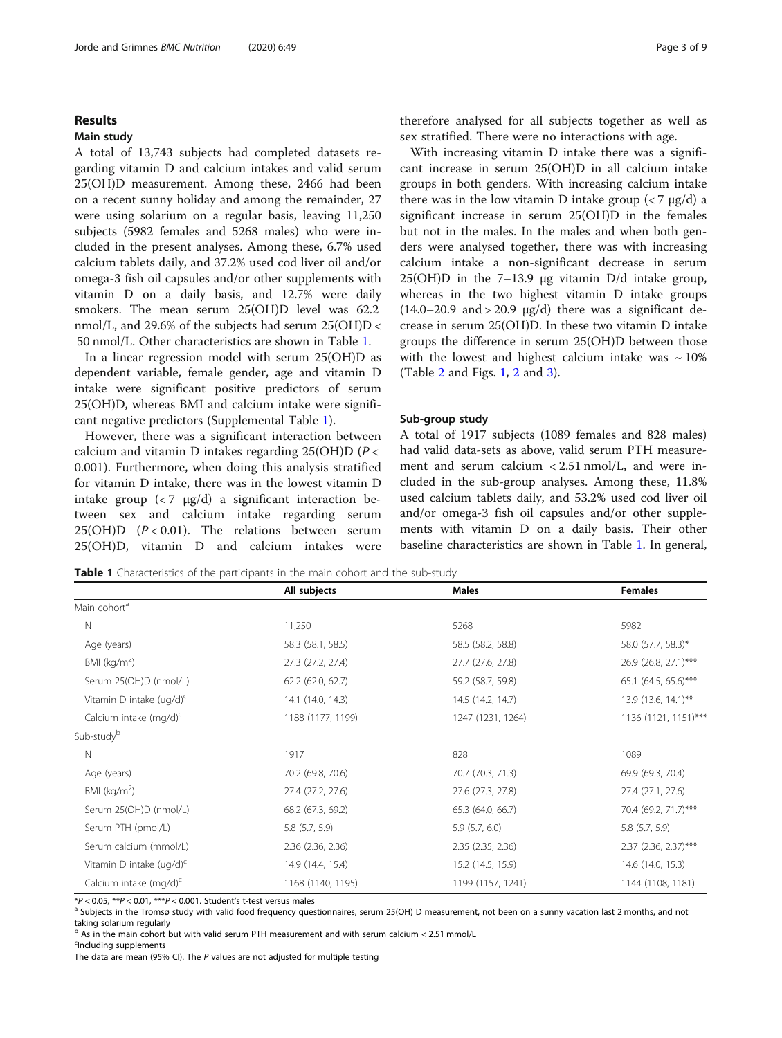## Results

### Main study

A total of 13,743 subjects had completed datasets regarding vitamin D and calcium intakes and valid serum 25(OH)D measurement. Among these, 2466 had been on a recent sunny holiday and among the remainder, 27 were using solarium on a regular basis, leaving 11,250 subjects (5982 females and 5268 males) who were included in the present analyses. Among these, 6.7% used calcium tablets daily, and 37.2% used cod liver oil and/or omega-3 fish oil capsules and/or other supplements with vitamin D on a daily basis, and 12.7% were daily smokers. The mean serum 25(OH)D level was 62.2 nmol/L, and 29.6% of the subjects had serum 25(OH)D < 50 nmol/L. Other characteristics are shown in Table 1.

In a linear regression model with serum 25(OH)D as dependent variable, female gender, age and vitamin D intake were significant positive predictors of serum 25(OH)D, whereas BMI and calcium intake were significant negative predictors (Supplemental Table 1).

However, there was a significant interaction between calcium and vitamin D intakes regarding 25(OH)D ($P < 0.001$). Furthermore, when doing this analysis stratified for vitamin D intake, there was in the lowest vitamin D intake group (< 7 μg/d) a significant interaction between sex and calcium intake regarding serum 25(OH)D ($P < 0.01$). The relations between serum 25(OH)D, vitamin D and calcium intakes were therefore analysed for all subjects together as well as sex stratified. There were no interactions with age.

With increasing vitamin D intake there was a significant increase in serum 25(OH)D in all calcium intake groups in both genders. With increasing calcium intake there was in the low vitamin D intake group (< 7 μg/d) a significant increase in serum 25(OH)D in the females but not in the males. In the males and when both genders were analysed together, there was with increasing calcium intake a non-significant decrease in serum 25(OH)D in the 7–13.9 μg vitamin D/d intake group, whereas in the two highest vitamin D intake groups (14.0–20.9 and > 20.9 μg/d) there was a significant decrease in serum 25(OH)D. In these two vitamin D intake groups the difference in serum 25(OH)D between those with the lowest and highest calcium intake was ~ 10% (Table 2 and Figs. 1, 2 and 3).

### Sub-group study

A total of 1917 subjects (1089 females and 828 males) had valid data-sets as above, valid serum PTH measurement and serum calcium < 2.51 nmol/L, and were included in the sub-group analyses. Among these, 11.8% used calcium tablets daily, and 53.2% used cod liver oil and/or omega-3 fish oil capsules and/or other supplements with vitamin D on a daily basis. Their other baseline characteristics are shown in Table 1. In general,

**Table 1** Characteristics of the participants in the main cohort and the sub-study

| | All subjects | Males | Females |
|---|---|---|---|
| Main cohort[a] | | | |
| N | 11,250 | 5268 | 5982 |
| Age (years) | 58.3 (58.1, 58.5) | 58.5 (58.2, 58.8) | 58.0 (57.7, 58.3)* |
| BMI (kg/m$^2$) | 27.3 (27.2, 27.4) | 27.7 (27.6, 27.8) | 26.9 (26.8, 27.1)*** |
| Serum 25(OH)D (nmol/L) | 62.2 (62.0, 62.7) | 59.2 (58.7, 59.8) | 65.1 (64.5, 65.6)*** |
| Vitamin D intake (ug/d)[c] | 14.1 (14.0, 14.3) | 14.5 (14.2, 14.7) | 13.9 (13.6, 14.1)** |
| Calcium intake (mg/d)[c] | 1188 (1177, 1199) | 1247 (1231, 1264) | 1136 (1121, 1151)*** |
| Sub-study[b] | | | |
| N | 1917 | 828 | 1089 |
| Age (years) | 70.2 (69.8, 70.6) | 70.7 (70.3, 71.3) | 69.9 (69.3, 70.4) |
| BMI (kg/m$^2$) | 27.4 (27.2, 27.6) | 27.6 (27.3, 27.8) | 27.4 (27.1, 27.6) |
| Serum 25(OH)D (nmol/L) | 68.2 (67.3, 69.2) | 65.3 (64.0, 66.7) | 70.4 (69.2, 71.7)*** |
| Serum PTH (pmol/L) | 5.8 (5.7, 5.9) | 5.9 (5.7, 6.0) | 5.8 (5.7, 5.9) |
| Serum calcium (mmol/L) | 2.36 (2.36, 2.36) | 2.35 (2.35, 2.36) | 2.37 (2.36, 2.37)*** |
| Vitamin D intake (ug/d)[c] | 14.9 (14.4, 15.4) | 15.2 (14.5, 15.9) | 14.6 (14.0, 15.3) |
| Calcium intake (mg/d)[c] | 1168 (1140, 1195) | 1199 (1157, 1241) | 1144 (1108, 1181) |

*$P < 0.05$, **$P < 0.01$, ***$P < 0.001$. Student's t-test versus males

[a] Subjects in the Tromsø study with valid food frequency questionnaires, serum 25(OH) D measurement, not been on a sunny vacation last 2 months, and not taking solarium regularly

[b] As in the main cohort but with valid serum PTH measurement and with serum calcium < 2.51 mmol/L

[c] Including supplements

The data are mean (95% CI). The *P* values are not adjusted for multiple testing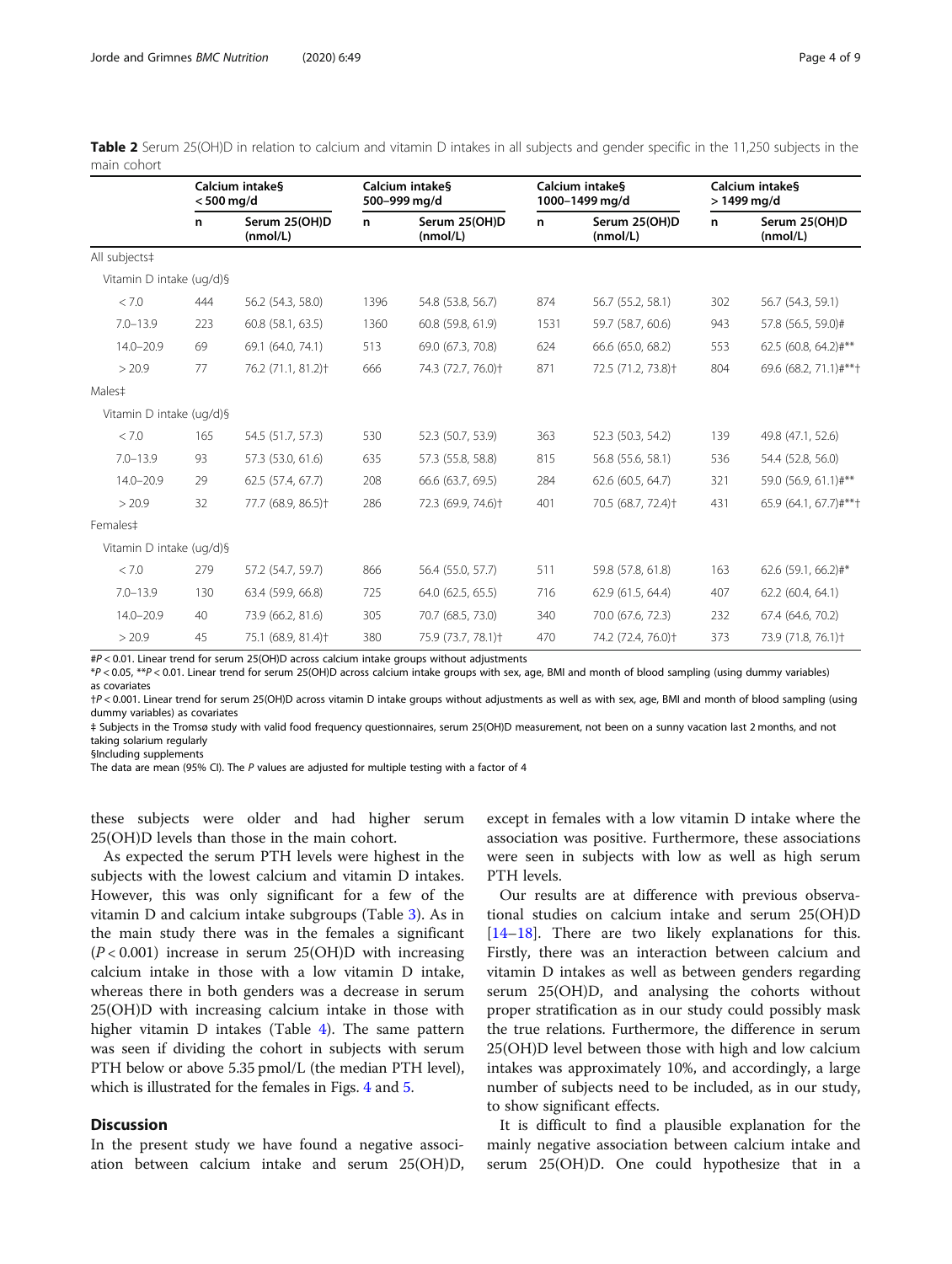**Table 2** Serum 25(OH)D in relation to calcium and vitamin D intakes in all subjects and gender specific in the 11,250 subjects in the main cohort

| | Calcium intake§ < 500 mg/d | | Calcium intake§ 500–999 mg/d | | Calcium intake§ 1000–1499 mg/d | | Calcium intake§ > 1499 mg/d | |
|---|---|---|---|---|---|---|---|---|
| | n | Serum 25(OH)D (nmol/L) | n | Serum 25(OH)D (nmol/L) | n | Serum 25(OH)D (nmol/L) | n | Serum 25(OH)D (nmol/L) |
| All subjects‡ | | | | | | | | |
| Vitamin D intake (ug/d)§ | | | | | | | | |
| < 7.0 | 444 | 56.2 (54.3, 58.0) | 1396 | 54.8 (53.8, 56.7) | 874 | 56.7 (55.2, 58.1) | 302 | 56.7 (54.3, 59.1) |
| 7.0–13.9 | 223 | 60.8 (58.1, 63.5) | 1360 | 60.8 (59.8, 61.9) | 1531 | 59.7 (58.7, 60.6) | 943 | 57.8 (56.5, 59.0)# |
| 14.0–20.9 | 69 | 69.1 (64.0, 74.1) | 513 | 69.0 (67.3, 70.8) | 624 | 66.6 (65.0, 68.2) | 553 | 62.5 (60.8, 64.2)#** |
| > 20.9 | 77 | 76.2 (71.1, 81.2)† | 666 | 74.3 (72.7, 76.0)† | 871 | 72.5 (71.2, 73.8)† | 804 | 69.6 (68.2, 71.1)#**† |
| Males‡ | | | | | | | | |
| Vitamin D intake (ug/d)§ | | | | | | | | |
| < 7.0 | 165 | 54.5 (51.7, 57.3) | 530 | 52.3 (50.7, 53.9) | 363 | 52.3 (50.3, 54.2) | 139 | 49.8 (47.1, 52.6) |
| 7.0–13.9 | 93 | 57.3 (53.0, 61.6) | 635 | 57.3 (55.8, 58.8) | 815 | 56.8 (55.6, 58.1) | 536 | 54.4 (52.8, 56.0) |
| 14.0–20.9 | 29 | 62.5 (57.4, 67.7) | 208 | 66.6 (63.7, 69.5) | 284 | 62.6 (60.5, 64.7) | 321 | 59.0 (56.9, 61.1)#** |
| > 20.9 | 32 | 77.7 (68.9, 86.5)† | 286 | 72.3 (69.9, 74.6)† | 401 | 70.5 (68.7, 72.4)† | 431 | 65.9 (64.1, 67.7)#**† |
| Females‡ | | | | | | | | |
| Vitamin D intake (ug/d)§ | | | | | | | | |
| < 7.0 | 279 | 57.2 (54.7, 59.7) | 866 | 56.4 (55.0, 57.7) | 511 | 59.8 (57.8, 61.8) | 163 | 62.6 (59.1, 66.2)#* |
| 7.0–13.9 | 130 | 63.4 (59.9, 66.8) | 725 | 64.0 (62.5, 65.5) | 716 | 62.9 (61.5, 64.4) | 407 | 62.2 (60.4, 64.1) |
| 14.0–20.9 | 40 | 73.9 (66.2, 81.6) | 305 | 70.7 (68.5, 73.0) | 340 | 70.0 (67.6, 72.3) | 232 | 67.4 (64.6, 70.2) |
| > 20.9 | 45 | 75.1 (68.9, 81.4)† | 380 | 75.9 (73.7, 78.1)† | 470 | 74.2 (72.4, 76.0)† | 373 | 73.9 (71.8, 76.1)† |

#$P < 0.01$. Linear trend for serum 25(OH)D across calcium intake groups without adjustments
*$P < 0.05$, **$P < 0.01$. Linear trend for serum 25(OH)D across calcium intake groups with sex, age, BMI and month of blood sampling (using dummy variables) as covariates
†$P < 0.001$. Linear trend for serum 25(OH)D across vitamin D intake groups without adjustments as well as with sex, age, BMI and month of blood sampling (using dummy variables) as covariates
‡ Subjects in the Tromsø study with valid food frequency questionnaires, serum 25(OH)D measurement, not been on a sunny vacation last 2 months, and not taking solarium regularly
§Including supplements
The data are mean (95% CI). The *P* values are adjusted for multiple testing with a factor of 4

these subjects were older and had higher serum 25(OH)D levels than those in the main cohort.

As expected the serum PTH levels were highest in the subjects with the lowest calcium and vitamin D intakes. However, this was only significant for a few of the vitamin D and calcium intake subgroups (Table 3). As in the main study there was in the females a significant ($P < 0.001$) increase in serum 25(OH)D with increasing calcium intake in those with a low vitamin D intake, whereas there in both genders was a decrease in serum 25(OH)D with increasing calcium intake in those with higher vitamin D intakes (Table 4). The same pattern was seen if dividing the cohort in subjects with serum PTH below or above 5.35 pmol/L (the median PTH level), which is illustrated for the females in Figs. 4 and 5.

## Discussion

In the present study we have found a negative association between calcium intake and serum 25(OH)D, except in females with a low vitamin D intake where the association was positive. Furthermore, these associations were seen in subjects with low as well as high serum PTH levels.

Our results are at difference with previous observational studies on calcium intake and serum 25(OH)D [14–18]. There are two likely explanations for this. Firstly, there was an interaction between calcium and vitamin D intakes as well as between genders regarding serum 25(OH)D, and analysing the cohorts without proper stratification as in our study could possibly mask the true relations. Furthermore, the difference in serum 25(OH)D level between those with high and low calcium intakes was approximately 10%, and accordingly, a large number of subjects need to be included, as in our study, to show significant effects.

It is difficult to find a plausible explanation for the mainly negative association between calcium intake and serum 25(OH)D. One could hypothesize that in a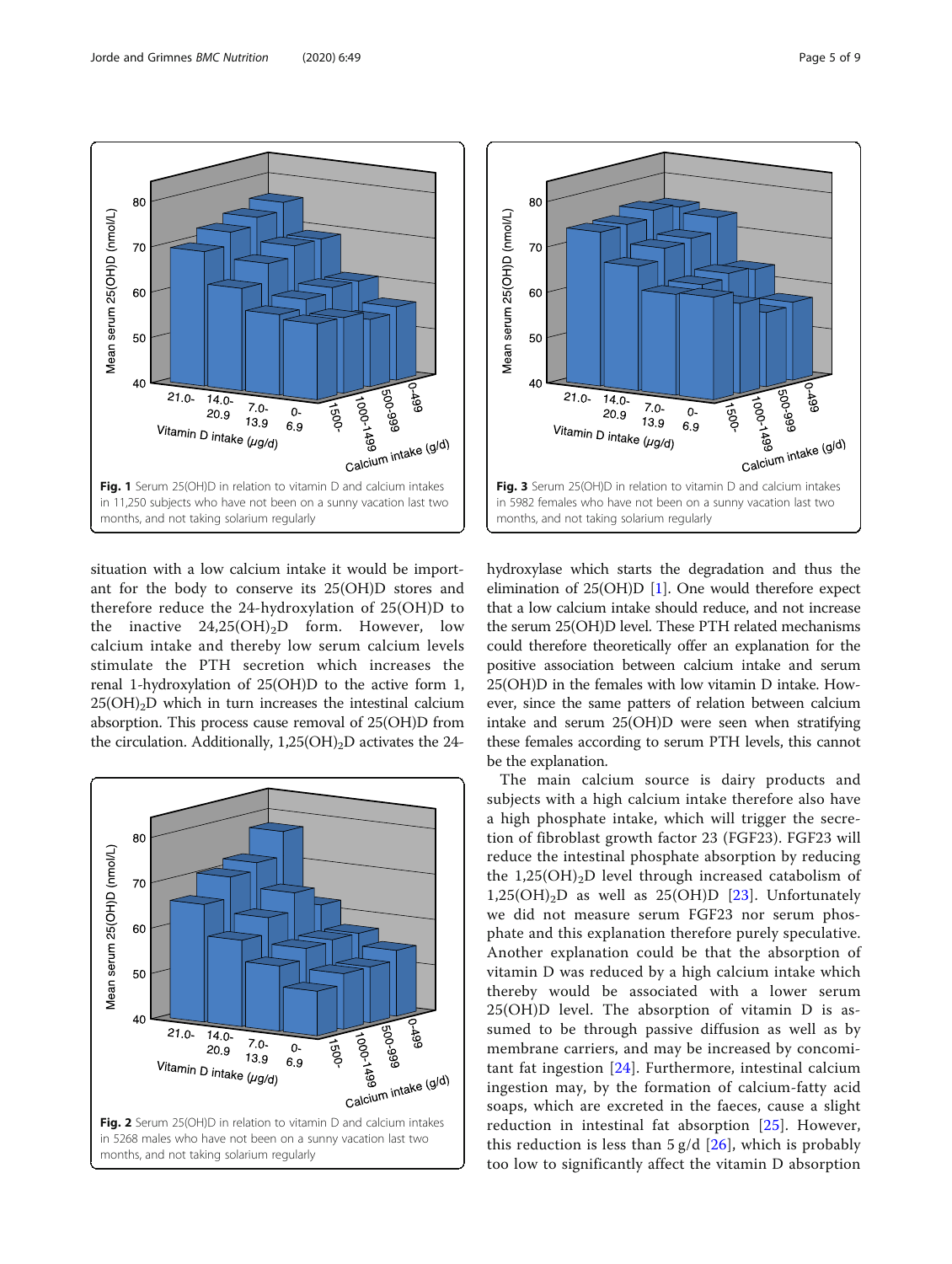**Fig. 1** Serum 25(OH)D in relation to vitamin D and calcium intakes in 11,250 subjects who have not been on a sunny vacation last two months, and not taking solarium regularly

**Fig. 3** Serum 25(OH)D in relation to vitamin D and calcium intakes in 5982 females who have not been on a sunny vacation last two months, and not taking solarium regularly

situation with a low calcium intake it would be important for the body to conserve its 25(OH)D stores and therefore reduce the 24-hydroxylation of 25(OH)D to the inactive $24,25(OH)_2D$ form. However, low calcium intake and thereby low serum calcium levels stimulate the PTH secretion which increases the renal 1-hydroxylation of 25(OH)D to the active form $1,25(OH)_2D$ which in turn increases the intestinal calcium absorption. This process cause removal of 25(OH)D from the circulation. Additionally, $1,25(OH)_2D$ activates the 24-hydroxylase which starts the degradation and thus the elimination of 25(OH)D [1]. One would therefore expect that a low calcium intake should reduce, and not increase the serum 25(OH)D level. These PTH related mechanisms could therefore theoretically offer an explanation for the positive association between calcium intake and serum 25(OH)D in the females with low vitamin D intake. However, since the same patters of relation between calcium intake and serum 25(OH)D were seen when stratifying these females according to serum PTH levels, this cannot be the explanation.

**Fig. 2** Serum 25(OH)D in relation to vitamin D and calcium intakes in 5268 males who have not been on a sunny vacation last two months, and not taking solarium regularly

The main calcium source is dairy products and subjects with a high calcium intake therefore also have a high phosphate intake, which will trigger the secretion of fibroblast growth factor 23 (FGF23). FGF23 will reduce the intestinal phosphate absorption by reducing the $1,25(OH)_2D$ level through increased catabolism of $1,25(OH)_2D$ as well as 25(OH)D [23]. Unfortunately we did not measure serum FGF23 nor serum phosphate and this explanation therefore purely speculative. Another explanation could be that the absorption of vitamin D was reduced by a high calcium intake which thereby would be associated with a lower serum 25(OH)D level. The absorption of vitamin D is assumed to be through passive diffusion as well as by membrane carriers, and may be increased by concomitant fat ingestion [24]. Furthermore, intestinal calcium ingestion may, by the formation of calcium-fatty acid soaps, which are excreted in the faeces, cause a slight reduction in intestinal fat absorption [25]. However, this reduction is less than 5 g/d [26], which is probably too low to significantly affect the vitamin D absorption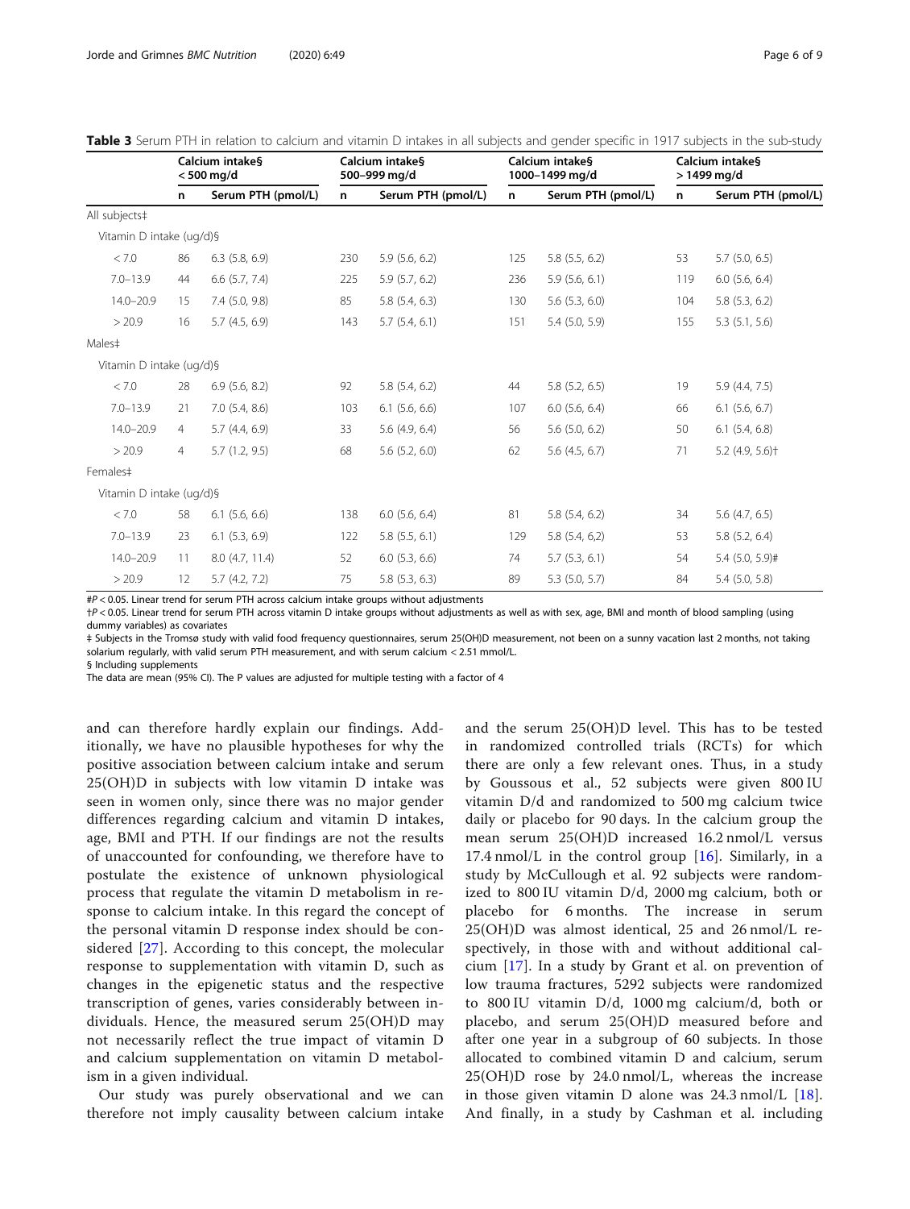**Table 3** Serum PTH in relation to calcium and vitamin D intakes in all subjects and gender specific in 1917 subjects in the sub-study

| | Calcium intake§ < 500 mg/d | | Calcium intake§ 500–999 mg/d | | Calcium intake§ 1000–1499 mg/d | | Calcium intake§ > 1499 mg/d | |
|---|---|---|---|---|---|---|---|---|
| | n | Serum PTH (pmol/L) | n | Serum PTH (pmol/L) | n | Serum PTH (pmol/L) | n | Serum PTH (pmol/L) |
| All subjects‡ | | | | | | | | |
| Vitamin D intake (ug/d)§ | | | | | | | | |
| < 7.0 | 86 | 6.3 (5.8, 6.9) | 230 | 5.9 (5.6, 6.2) | 125 | 5.8 (5.5, 6.2) | 53 | 5.7 (5.0, 6.5) |
| 7.0–13.9 | 44 | 6.6 (5.7, 7.4) | 225 | 5.9 (5.7, 6.2) | 236 | 5.9 (5.6, 6.1) | 119 | 6.0 (5.6, 6.4) |
| 14.0–20.9 | 15 | 7.4 (5.0, 9.8) | 85 | 5.8 (5.4, 6.3) | 130 | 5.6 (5.3, 6.0) | 104 | 5.8 (5.3, 6.2) |
| > 20.9 | 16 | 5.7 (4.5, 6.9) | 143 | 5.7 (5.4, 6.1) | 151 | 5.4 (5.0, 5.9) | 155 | 5.3 (5.1, 5.6) |
| Males‡ | | | | | | | | |
| Vitamin D intake (ug/d)§ | | | | | | | | |
| < 7.0 | 28 | 6.9 (5.6, 8.2) | 92 | 5.8 (5.4, 6.2) | 44 | 5.8 (5.2, 6.5) | 19 | 5.9 (4.4, 7.5) |
| 7.0–13.9 | 21 | 7.0 (5.4, 8.6) | 103 | 6.1 (5.6, 6.6) | 107 | 6.0 (5.6, 6.4) | 66 | 6.1 (5.6, 6.7) |
| 14.0–20.9 | 4 | 5.7 (4.4, 6.9) | 33 | 5.6 (4.9, 6.4) | 56 | 5.6 (5.0, 6.2) | 50 | 6.1 (5.4, 6.8) |
| > 20.9 | 4 | 5.7 (1.2, 9.5) | 68 | 5.6 (5.2, 6.0) | 62 | 5.6 (4.5, 6.7) | 71 | 5.2 (4.9, 5.6)† |
| Females‡ | | | | | | | | |
| Vitamin D intake (ug/d)§ | | | | | | | | |
| < 7.0 | 58 | 6.1 (5.6, 6.6) | 138 | 6.0 (5.6, 6.4) | 81 | 5.8 (5.4, 6.2) | 34 | 5.6 (4.7, 6.5) |
| 7.0–13.9 | 23 | 6.1 (5.3, 6.9) | 122 | 5.8 (5.5, 6.1) | 129 | 5.8 (5.4, 6,2) | 53 | 5.8 (5.2, 6.4) |
| 14.0–20.9 | 11 | 8.0 (4.7, 11.4) | 52 | 6.0 (5.3, 6.6) | 74 | 5.7 (5.3, 6.1) | 54 | 5.4 (5.0, 5.9)# |
| > 20.9 | 12 | 5.7 (4.2, 7.2) | 75 | 5.8 (5.3, 6.3) | 89 | 5.3 (5.0, 5.7) | 84 | 5.4 (5.0, 5.8) |

#$P < 0.05$. Linear trend for serum PTH across calcium intake groups without adjustments

†$P < 0.05$. Linear trend for serum PTH across vitamin D intake groups without adjustments as well as with sex, age, BMI and month of blood sampling (using dummy variables) as covariates

‡ Subjects in the Tromsø study with valid food frequency questionnaires, serum 25(OH)D measurement, not been on a sunny vacation last 2 months, not taking solarium regularly, with valid serum PTH measurement, and with serum calcium < 2.51 mmol/L.

§ Including supplements

The data are mean (95% CI). The P values are adjusted for multiple testing with a factor of 4

and can therefore hardly explain our findings. Additionally, we have no plausible hypotheses for why the positive association between calcium intake and serum 25(OH)D in subjects with low vitamin D intake was seen in women only, since there was no major gender differences regarding calcium and vitamin D intakes, age, BMI and PTH. If our findings are not the results of unaccounted for confounding, we therefore have to postulate the existence of unknown physiological process that regulate the vitamin D metabolism in response to calcium intake. In this regard the concept of the personal vitamin D response index should be considered [27]. According to this concept, the molecular response to supplementation with vitamin D, such as changes in the epigenetic status and the respective transcription of genes, varies considerably between individuals. Hence, the measured serum 25(OH)D may not necessarily reflect the true impact of vitamin D and calcium supplementation on vitamin D metabolism in a given individual.

Our study was purely observational and we can therefore not imply causality between calcium intake and the serum 25(OH)D level. This has to be tested in randomized controlled trials (RCTs) for which there are only a few relevant ones. Thus, in a study by Goussous et al., 52 subjects were given 800 IU vitamin D/d and randomized to 500 mg calcium twice daily or placebo for 90 days. In the calcium group the mean serum 25(OH)D increased 16.2 nmol/L versus 17.4 nmol/L in the control group [16]. Similarly, in a study by McCullough et al. 92 subjects were randomized to 800 IU vitamin D/d, 2000 mg calcium, both or placebo for 6 months. The increase in serum 25(OH)D was almost identical, 25 and 26 nmol/L respectively, in those with and without additional calcium [17]. In a study by Grant et al. on prevention of low trauma fractures, 5292 subjects were randomized to 800 IU vitamin D/d, 1000 mg calcium/d, both or placebo, and serum 25(OH)D measured before and after one year in a subgroup of 60 subjects. In those allocated to combined vitamin D and calcium, serum 25(OH)D rose by 24.0 nmol/L, whereas the increase in those given vitamin D alone was 24.3 nmol/L [18]. And finally, in a study by Cashman et al. including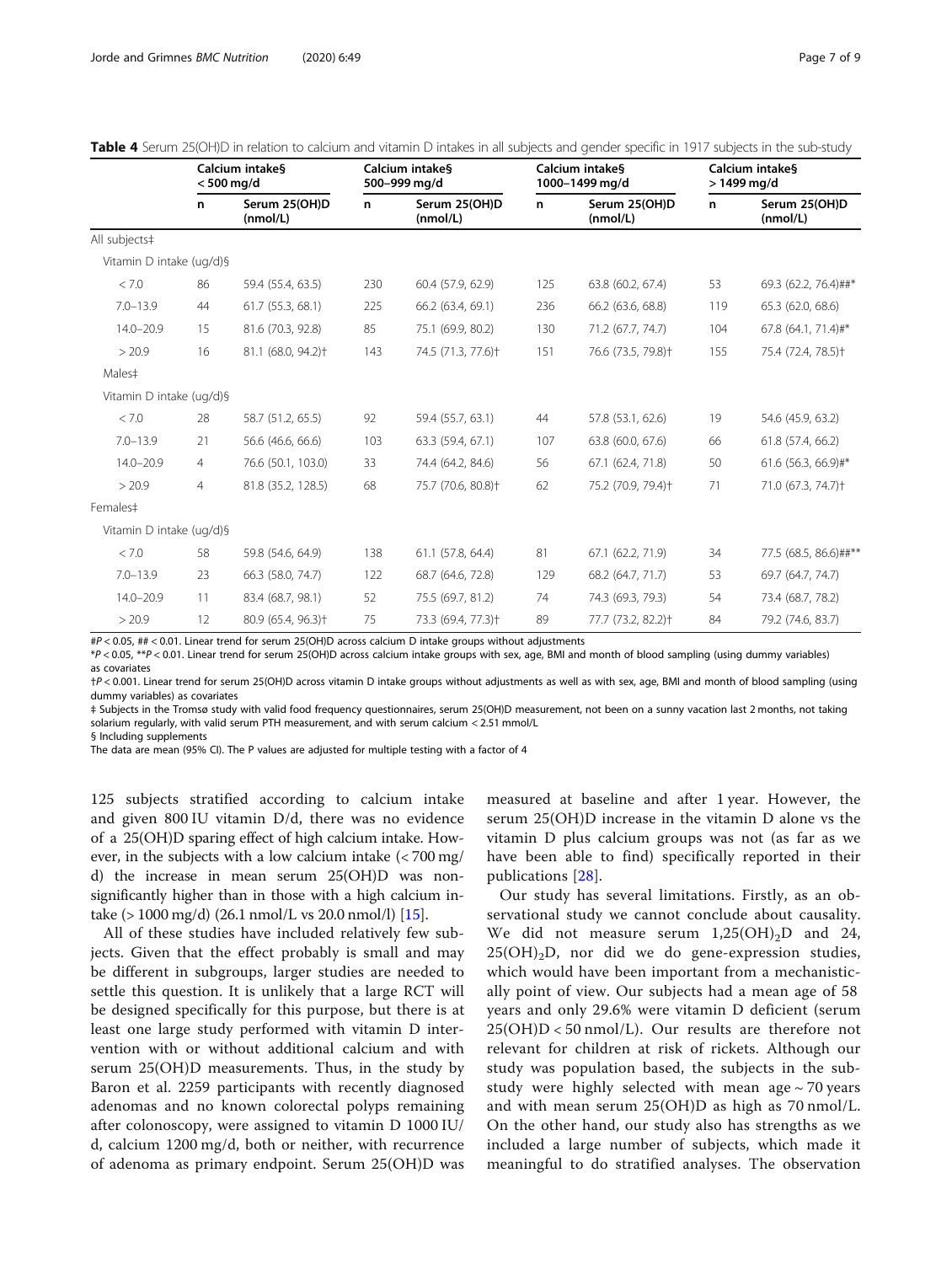**Table 4** Serum 25(OH)D in relation to calcium and vitamin D intakes in all subjects and gender specific in 1917 subjects in the sub-study

| | Calcium intake§ < 500 mg/d | | Calcium intake§ 500–999 mg/d | | Calcium intake§ 1000–1499 mg/d | | Calcium intake§ > 1499 mg/d | |
|---|---|---|---|---|---|---|---|---|
| | n | Serum 25(OH)D (nmol/L) | n | Serum 25(OH)D (nmol/L) | n | Serum 25(OH)D (nmol/L) | n | Serum 25(OH)D (nmol/L) |
| All subjects‡ | | | | | | | | |
| Vitamin D intake (ug/d)§ | | | | | | | | |
| < 7.0 | 86 | 59.4 (55.4, 63.5) | 230 | 60.4 (57.9, 62.9) | 125 | 63.8 (60.2, 67.4) | 53 | 69.3 (62.2, 76.4)##* |
| 7.0–13.9 | 44 | 61.7 (55.3, 68.1) | 225 | 66.2 (63.4, 69.1) | 236 | 66.2 (63.6, 68.8) | 119 | 65.3 (62.0, 68.6) |
| 14.0–20.9 | 15 | 81.6 (70.3, 92.8) | 85 | 75.1 (69.9, 80.2) | 130 | 71.2 (67.7, 74.7) | 104 | 67.8 (64.1, 71.4)#* |
| > 20.9 | 16 | 81.1 (68.0, 94.2)† | 143 | 74.5 (71.3, 77.6)† | 151 | 76.6 (73.5, 79.8)† | 155 | 75.4 (72.4, 78.5)† |
| Males‡ | | | | | | | | |
| Vitamin D intake (ug/d)§ | | | | | | | | |
| < 7.0 | 28 | 58.7 (51.2, 65.5) | 92 | 59.4 (55.7, 63.1) | 44 | 57.8 (53.1, 62.6) | 19 | 54.6 (45.9, 63.2) |
| 7.0–13.9 | 21 | 56.6 (46.6, 66.6) | 103 | 63.3 (59.4, 67.1) | 107 | 63.8 (60.0, 67.6) | 66 | 61.8 (57.4, 66.2) |
| 14.0–20.9 | 4 | 76.6 (50.1, 103.0) | 33 | 74.4 (64.2, 84.6) | 56 | 67.1 (62.4, 71.8) | 50 | 61.6 (56.3, 66.9)#* |
| > 20.9 | 4 | 81.8 (35.2, 128.5) | 68 | 75.7 (70.6, 80.8)† | 62 | 75.2 (70.9, 79.4)† | 71 | 71.0 (67.3, 74.7)† |
| Females‡ | | | | | | | | |
| Vitamin D intake (ug/d)§ | | | | | | | | |
| < 7.0 | 58 | 59.8 (54.6, 64.9) | 138 | 61.1 (57.8, 64.4) | 81 | 67.1 (62.2, 71.9) | 34 | 77.5 (68.5, 86.6)##** |
| 7.0–13.9 | 23 | 66.3 (58.0, 74.7) | 122 | 68.7 (64.6, 72.8) | 129 | 68.2 (64.7, 71.7) | 53 | 69.7 (64.7, 74.7) |
| 14.0–20.9 | 11 | 83.4 (68.7, 98.1) | 52 | 75.5 (69.7, 81.2) | 74 | 74.3 (69.3, 79.3) | 54 | 73.4 (68.7, 78.2) |
| > 20.9 | 12 | 80.9 (65.4, 96.3)† | 75 | 73.3 (69.4, 77.3)† | 89 | 77.7 (73.2, 82.2)† | 84 | 79.2 (74.6, 83.7) |

#P < 0.05, ## < 0.01. Linear trend for serum 25(OH)D across calcium D intake groups without adjustments

*P < 0.05, **P < 0.01. Linear trend for serum 25(OH)D across calcium intake groups with sex, age, BMI and month of blood sampling (using dummy variables) as covariates

†P < 0.001. Linear trend for serum 25(OH)D across vitamin D intake groups without adjustments as well as with sex, age, BMI and month of blood sampling (using dummy variables) as covariates

‡ Subjects in the Tromsø study with valid food frequency questionnaires, serum 25(OH)D measurement, not been on a sunny vacation last 2 months, not taking solarium regularly, with valid serum PTH measurement, and with serum calcium < 2.51 mmol/L

§ Including supplements

The data are mean (95% CI). The P values are adjusted for multiple testing with a factor of 4

125 subjects stratified according to calcium intake and given 800 IU vitamin D/d, there was no evidence of a 25(OH)D sparing effect of high calcium intake. However, in the subjects with a low calcium intake (< 700 mg/d) the increase in mean serum 25(OH)D was non-significantly higher than in those with a high calcium intake (> 1000 mg/d) (26.1 nmol/L vs 20.0 nmol/l) [15].

All of these studies have included relatively few subjects. Given that the effect probably is small and may be different in subgroups, larger studies are needed to settle this question. It is unlikely that a large RCT will be designed specifically for this purpose, but there is at least one large study performed with vitamin D intervention with or without additional calcium and with serum 25(OH)D measurements. Thus, in the study by Baron et al. 2259 participants with recently diagnosed adenomas and no known colorectal polyps remaining after colonoscopy, were assigned to vitamin D 1000 IU/d, calcium 1200 mg/d, both or neither, with recurrence of adenoma as primary endpoint. Serum 25(OH)D was measured at baseline and after 1 year. However, the serum 25(OH)D increase in the vitamin D alone vs the vitamin D plus calcium groups was not (as far as we have been able to find) specifically reported in their publications [28].

Our study has several limitations. Firstly, as an observational study we cannot conclude about causality. We did not measure serum $1,25(OH)_2D$ and $24,25(OH)_2D$, nor did we do gene-expression studies, which would have been important from a mechanistically point of view. Our subjects had a mean age of 58 years and only 29.6% were vitamin D deficient (serum 25(OH)D < 50 nmol/L). Our results are therefore not relevant for children at risk of rickets. Although our study was population based, the subjects in the sub-study were highly selected with mean age ~ 70 years and with mean serum 25(OH)D as high as 70 nmol/L. On the other hand, our study also has strengths as we included a large number of subjects, which made it meaningful to do stratified analyses. The observation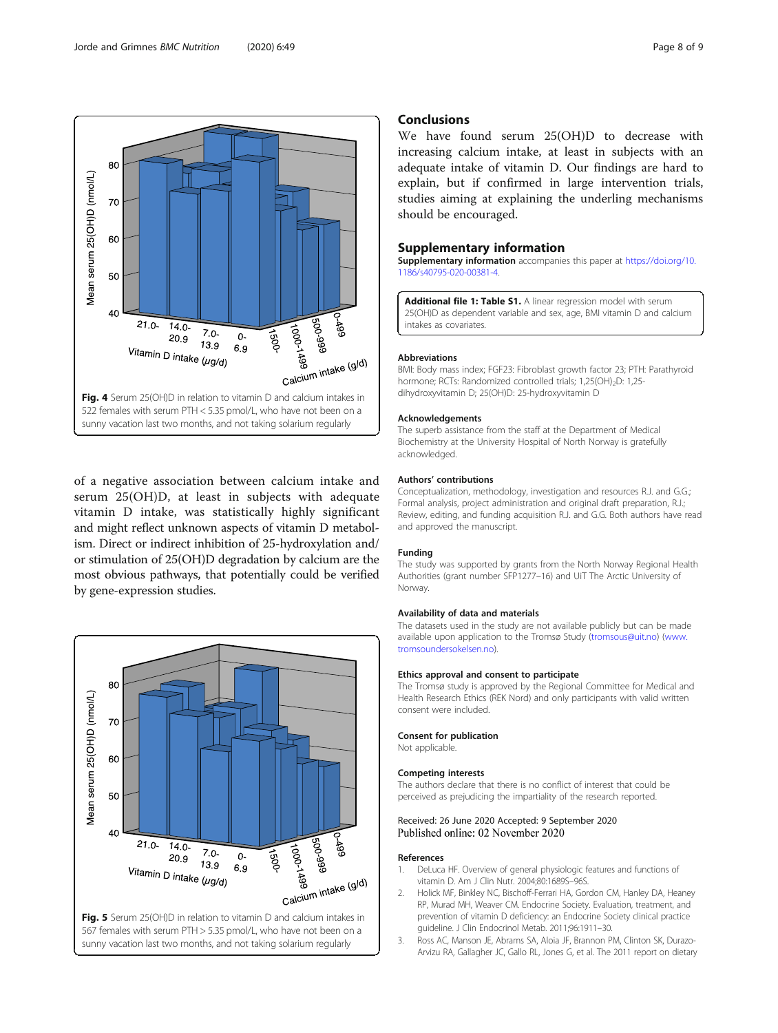Fig. 4 Serum 25(OH)D in relation to vitamin D and calcium intakes in 522 females with serum PTH < 5.35 pmol/L, who have not been on a sunny vacation last two months, and not taking solarium regularly

of a negative association between calcium intake and serum 25(OH)D, at least in subjects with adequate vitamin D intake, was statistically highly significant and might reflect unknown aspects of vitamin D metabolism. Direct or indirect inhibition of 25-hydroxylation and/or stimulation of 25(OH)D degradation by calcium are the most obvious pathways, that potentially could be verified by gene-expression studies.

Fig. 5 Serum 25(OH)D in relation to vitamin D and calcium intakes in 567 females with serum PTH > 5.35 pmol/L, who have not been on a sunny vacation last two months, and not taking solarium regularly

## Conclusions

We have found serum 25(OH)D to decrease with increasing calcium intake, at least in subjects with an adequate intake of vitamin D. Our findings are hard to explain, but if confirmed in large intervention trials, studies aiming at explaining the underling mechanisms should be encouraged.

## Supplementary information

**Supplementary information** accompanies this paper at https://doi.org/10.1186/s40795-020-00381-4.

**Additional file 1: Table S1.** A linear regression model with serum 25(OH)D as dependent variable and sex, age, BMI vitamin D and calcium intakes as covariates.

### Abbreviations

BMI: Body mass index; FGF23: Fibroblast growth factor 23; PTH: Parathyroid hormone; RCTs: Randomized controlled trials; $1,25(OH)_2D$: 1,25-dihydroxyvitamin D; 25(OH)D: 25-hydroxyvitamin D

### Acknowledgements

The superb assistance from the staff at the Department of Medical Biochemistry at the University Hospital of North Norway is gratefully acknowledged.

### Authors' contributions

Conceptualization, methodology, investigation and resources R.J. and G.G.; Formal analysis, project administration and original draft preparation, R.J.; Review, editing, and funding acquisition R.J. and G.G. Both authors have read and approved the manuscript.

### Funding

The study was supported by grants from the North Norway Regional Health Authorities (grant number SFP1277–16) and UiT The Arctic University of Norway.

### Availability of data and materials

The datasets used in the study are not available publicly but can be made available upon application to the Tromsø Study (tromsous@uit.no) (www.tromsoundersokelsen.no).

### Ethics approval and consent to participate

The Tromsø study is approved by the Regional Committee for Medical and Health Research Ethics (REK Nord) and only participants with valid written consent were included.

### Consent for publication

Not applicable.

### Competing interests

The authors declare that there is no conflict of interest that could be perceived as prejudicing the impartiality of the research reported.

Received: 26 June 2020 Accepted: 9 September 2020
Published online: 02 November 2020

### References

1. DeLuca HF. Overview of general physiologic features and functions of vitamin D. Am J Clin Nutr. 2004;80:1689S–96S.
2. Holick MF, Binkley NC, Bischoff-Ferrari HA, Gordon CM, Hanley DA, Heaney RP, Murad MH, Weaver CM. Endocrine Society. Evaluation, treatment, and prevention of vitamin D deficiency: an Endocrine Society clinical practice guideline. J Clin Endocrinol Metab. 2011;96:1911–30.
3. Ross AC, Manson JE, Abrams SA, Aloia JF, Brannon PM, Clinton SK, Durazo-Arvizu RA, Gallagher JC, Gallo RL, Jones G, et al. The 2011 report on dietary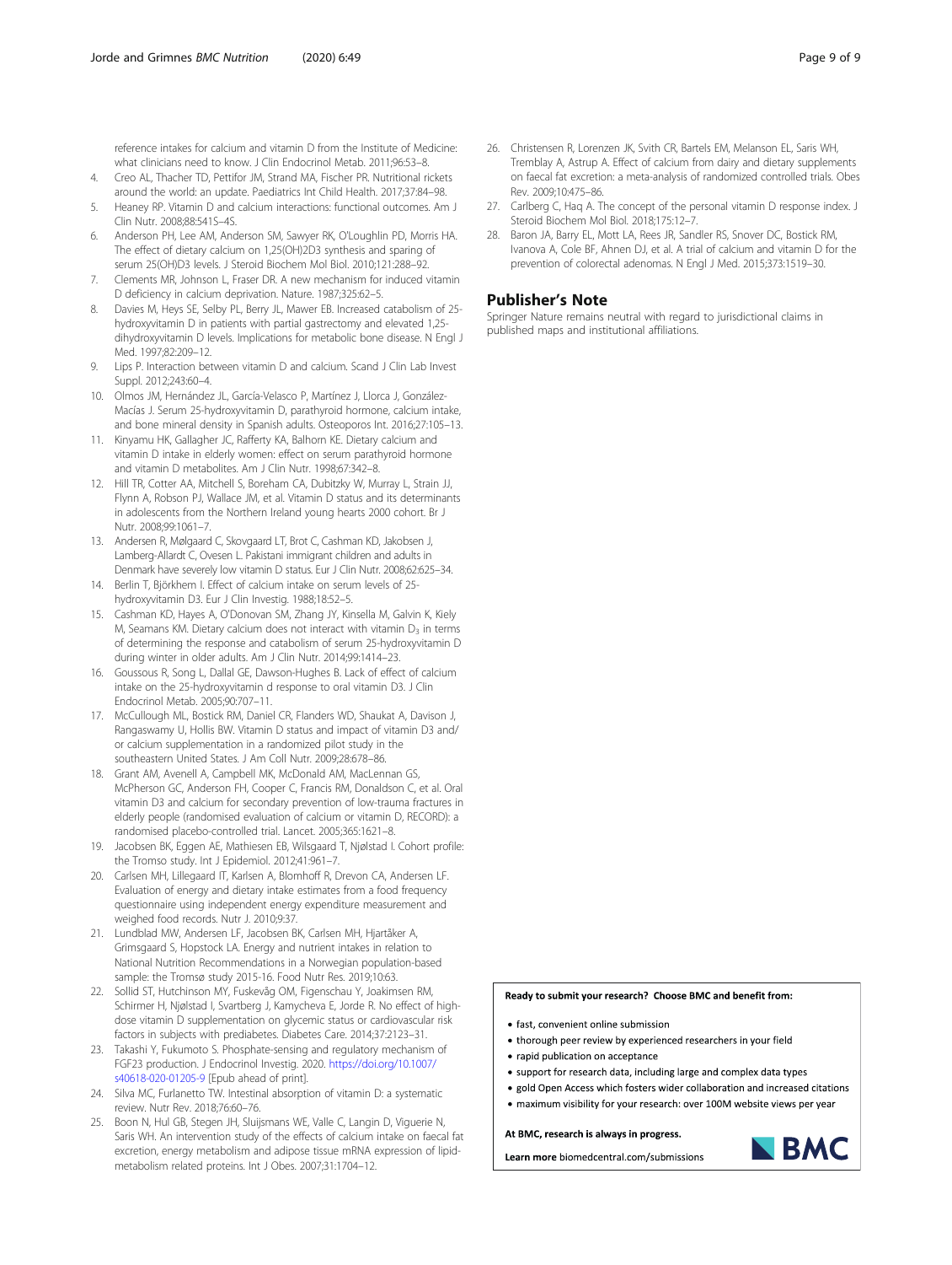reference intakes for calcium and vitamin D from the Institute of Medicine: what clinicians need to know. J Clin Endocrinol Metab. 2011;96:53–8.

4. Creo AL, Thacher TD, Pettifor JM, Strand MA, Fischer PR. Nutritional rickets around the world: an update. Paediatrics Int Child Health. 2017;37:84–98.
5. Heaney RP. Vitamin D and calcium interactions: functional outcomes. Am J Clin Nutr. 2008;88:541S–4S.
6. Anderson PH, Lee AM, Anderson SM, Sawyer RK, O'Loughlin PD, Morris HA. The effect of dietary calcium on 1,25(OH)2D3 synthesis and sparing of serum 25(OH)D3 levels. J Steroid Biochem Mol Biol. 2010;121:288–92.
7. Clements MR, Johnson L, Fraser DR. A new mechanism for induced vitamin D deficiency in calcium deprivation. Nature. 1987;325:62–5.
8. Davies M, Heys SE, Selby PL, Berry JL, Mawer EB. Increased catabolism of 25-hydroxyvitamin D in patients with partial gastrectomy and elevated 1,25-dihydroxyvitamin D levels. Implications for metabolic bone disease. N Engl J Med. 1997;82:209–12.
9. Lips P. Interaction between vitamin D and calcium. Scand J Clin Lab Invest Suppl. 2012;243:60–4.
10. Olmos JM, Hernández JL, García-Velasco P, Martínez J, Llorca J, González-Macías J. Serum 25-hydroxyvitamin D, parathyroid hormone, calcium intake, and bone mineral density in Spanish adults. Osteoporos Int. 2016;27:105–13.
11. Kinyamu HK, Gallagher JC, Rafferty KA, Balhorn KE. Dietary calcium and vitamin D intake in elderly women: effect on serum parathyroid hormone and vitamin D metabolites. Am J Clin Nutr. 1998;67:342–8.
12. Hill TR, Cotter AA, Mitchell S, Boreham CA, Dubitzky W, Murray L, Strain JJ, Flynn A, Robson PJ, Wallace JM, et al. Vitamin D status and its determinants in adolescents from the Northern Ireland young hearts 2000 cohort. Br J Nutr. 2008;99:1061–7.
13. Andersen R, Mølgaard C, Skovgaard LT, Brot C, Cashman KD, Jakobsen J, Lamberg-Allardt C, Ovesen L. Pakistani immigrant children and adults in Denmark have severely low vitamin D status. Eur J Clin Nutr. 2008;62:625–34.
14. Berlin T, Björkhem I. Effect of calcium intake on serum levels of 25-hydroxyvitamin D3. Eur J Clin Investig. 1988;18:52–5.
15. Cashman KD, Hayes A, O'Donovan SM, Zhang JY, Kinsella M, Galvin K, Kiely M, Seamans KM. Dietary calcium does not interact with vitamin $D_3$ in terms of determining the response and catabolism of serum 25-hydroxyvitamin D during winter in older adults. Am J Clin Nutr. 2014;99:1414–23.
16. Goussous R, Song L, Dallal GE, Dawson-Hughes B. Lack of effect of calcium intake on the 25-hydroxyvitamin d response to oral vitamin D3. J Clin Endocrinol Metab. 2005;90:707–11.
17. McCullough ML, Bostick RM, Daniel CR, Flanders WD, Shaukat A, Davison J, Rangaswamy U, Hollis BW. Vitamin D status and impact of vitamin D3 and/or calcium supplementation in a randomized pilot study in the southeastern United States. J Am Coll Nutr. 2009;28:678–86.
18. Grant AM, Avenell A, Campbell MK, McDonald AM, MacLennan GS, McPherson GC, Anderson FH, Cooper C, Francis RM, Donaldson C, et al. Oral vitamin D3 and calcium for secondary prevention of low-trauma fractures in elderly people (randomised evaluation of calcium or vitamin D, RECORD): a randomised placebo-controlled trial. Lancet. 2005;365:1621–8.
19. Jacobsen BK, Eggen AE, Mathiesen EB, Wilsgaard T, Njølstad I. Cohort profile: the Tromso study. Int J Epidemiol. 2012;41:961–7.
20. Carlsen MH, Lillegaard IT, Karlsen A, Blomhoff R, Drevon CA, Andersen LF. Evaluation of energy and dietary intake estimates from a food frequency questionnaire using independent energy expenditure measurement and weighed food records. Nutr J. 2010;9:37.
21. Lundblad MW, Andersen LF, Jacobsen BK, Carlsen MH, Hjartåker A, Grimsgaard S, Hopstock LA. Energy and nutrient intakes in relation to National Nutrition Recommendations in a Norwegian population-based sample: the Tromsø study 2015-16. Food Nutr Res. 2019;10:63.
22. Sollid ST, Hutchinson MY, Fuskevåg OM, Figenschau Y, Joakimsen RM, Schirmer H, Njølstad I, Svartberg J, Kamycheva E, Jorde R. No effect of high-dose vitamin D supplementation on glycemic status or cardiovascular risk factors in subjects with prediabetes. Diabetes Care. 2014;37:2123–31.
23. Takashi Y, Fukumoto S. Phosphate-sensing and regulatory mechanism of FGF23 production. J Endocrinol Investig. 2020. https://doi.org/10.1007/s40618-020-01205-9 [Epub ahead of print].
24. Silva MC, Furlanetto TW. Intestinal absorption of vitamin D: a systematic review. Nutr Rev. 2018;76:60–76.
25. Boon N, Hul GB, Stegen JH, Sluijsmans WE, Valle C, Langin D, Viguerie N, Saris WH. An intervention study of the effects of calcium intake on faecal fat excretion, energy metabolism and adipose tissue mRNA expression of lipid-metabolism related proteins. Int J Obes. 2007;31:1704–12.
26. Christensen R, Lorenzen JK, Svith CR, Bartels EM, Melanson EL, Saris WH, Tremblay A, Astrup A. Effect of calcium from dairy and dietary supplements on faecal fat excretion: a meta-analysis of randomized controlled trials. Obes Rev. 2009;10:475–86.
27. Carlberg C, Haq A. The concept of the personal vitamin D response index. J Steroid Biochem Mol Biol. 2018;175:12–7.
28. Baron JA, Barry EL, Mott LA, Rees JR, Sandler RS, Snover DC, Bostick RM, Ivanova A, Cole BF, Ahnen DJ, et al. A trial of calcium and vitamin D for the prevention of colorectal adenomas. N Engl J Med. 2015;373:1519–30.

## Publisher's Note

Springer Nature remains neutral with regard to jurisdictional claims in published maps and institutional affiliations.

**Ready to submit your research? Choose BMC and benefit from:**

- fast, convenient online submission
- thorough peer review by experienced researchers in your field
- rapid publication on acceptance
- support for research data, including large and complex data types
- gold Open Access which fosters wider collaboration and increased citations
- maximum visibility for your research: over 100M website views per year

**At BMC, research is always in progress.**

**Learn more** biomedcentral.com/submissions

BMC